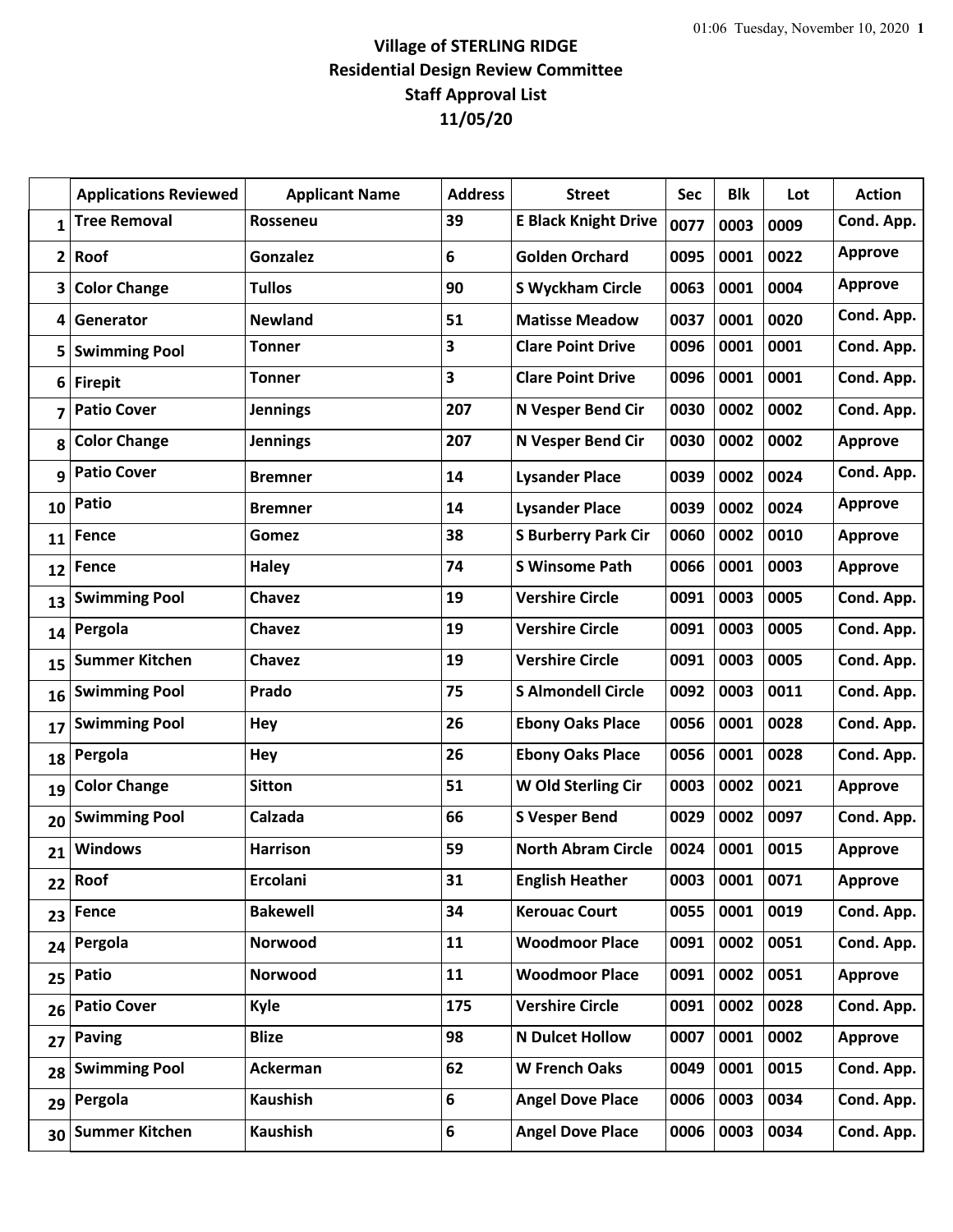# Village of STERLING RIDGE
## Residential Design Review Committee
## Staff Approval List
## 11/05/20

| | Applications Reviewed | Applicant Name | Address | Street | Sec | Blk | Lot | Action |
|---|---|---|---|---|---|---|---|---|
| 1 | Tree Removal | Rosseneu | 39 | E Black Knight Drive | 0077 | 0003 | 0009 | Cond. App. |
| 2 | Roof | Gonzalez | 6 | Golden Orchard | 0095 | 0001 | 0022 | Approve |
| 3 | Color Change | Tullos | 90 | S Wyckham Circle | 0063 | 0001 | 0004 | Approve |
| 4 | Generator | Newland | 51 | Matisse Meadow | 0037 | 0001 | 0020 | Cond. App. |
| 5 | Swimming Pool | Tonner | 3 | Clare Point Drive | 0096 | 0001 | 0001 | Cond. App. |
| 6 | Firepit | Tonner | 3 | Clare Point Drive | 0096 | 0001 | 0001 | Cond. App. |
| 7 | Patio Cover | Jennings | 207 | N Vesper Bend Cir | 0030 | 0002 | 0002 | Cond. App. |
| 8 | Color Change | Jennings | 207 | N Vesper Bend Cir | 0030 | 0002 | 0002 | Approve |
| 9 | Patio Cover | Bremner | 14 | Lysander Place | 0039 | 0002 | 0024 | Cond. App. |
| 10 | Patio | Bremner | 14 | Lysander Place | 0039 | 0002 | 0024 | Approve |
| 11 | Fence | Gomez | 38 | S Burberry Park Cir | 0060 | 0002 | 0010 | Approve |
| 12 | Fence | Haley | 74 | S Winsome Path | 0066 | 0001 | 0003 | Approve |
| 13 | Swimming Pool | Chavez | 19 | Vershire Circle | 0091 | 0003 | 0005 | Cond. App. |
| 14 | Pergola | Chavez | 19 | Vershire Circle | 0091 | 0003 | 0005 | Cond. App. |
| 15 | Summer Kitchen | Chavez | 19 | Vershire Circle | 0091 | 0003 | 0005 | Cond. App. |
| 16 | Swimming Pool | Prado | 75 | S Almondell Circle | 0092 | 0003 | 0011 | Cond. App. |
| 17 | Swimming Pool | Hey | 26 | Ebony Oaks Place | 0056 | 0001 | 0028 | Cond. App. |
| 18 | Pergola | Hey | 26 | Ebony Oaks Place | 0056 | 0001 | 0028 | Cond. App. |
| 19 | Color Change | Sitton | 51 | W Old Sterling Cir | 0003 | 0002 | 0021 | Approve |
| 20 | Swimming Pool | Calzada | 66 | S Vesper Bend | 0029 | 0002 | 0097 | Cond. App. |
| 21 | Windows | Harrison | 59 | North Abram Circle | 0024 | 0001 | 0015 | Approve |
| 22 | Roof | Ercolani | 31 | English Heather | 0003 | 0001 | 0071 | Approve |
| 23 | Fence | Bakewell | 34 | Kerouac Court | 0055 | 0001 | 0019 | Cond. App. |
| 24 | Pergola | Norwood | 11 | Woodmoor Place | 0091 | 0002 | 0051 | Cond. App. |
| 25 | Patio | Norwood | 11 | Woodmoor Place | 0091 | 0002 | 0051 | Approve |
| 26 | Patio Cover | Kyle | 175 | Vershire Circle | 0091 | 0002 | 0028 | Cond. App. |
| 27 | Paving | Blize | 98 | N Dulcet Hollow | 0007 | 0001 | 0002 | Approve |
| 28 | Swimming Pool | Ackerman | 62 | W French Oaks | 0049 | 0001 | 0015 | Cond. App. |
| 29 | Pergola | Kaushish | 6 | Angel Dove Place | 0006 | 0003 | 0034 | Cond. App. |
| 30 | Summer Kitchen | Kaushish | 6 | Angel Dove Place | 0006 | 0003 | 0034 | Cond. App. |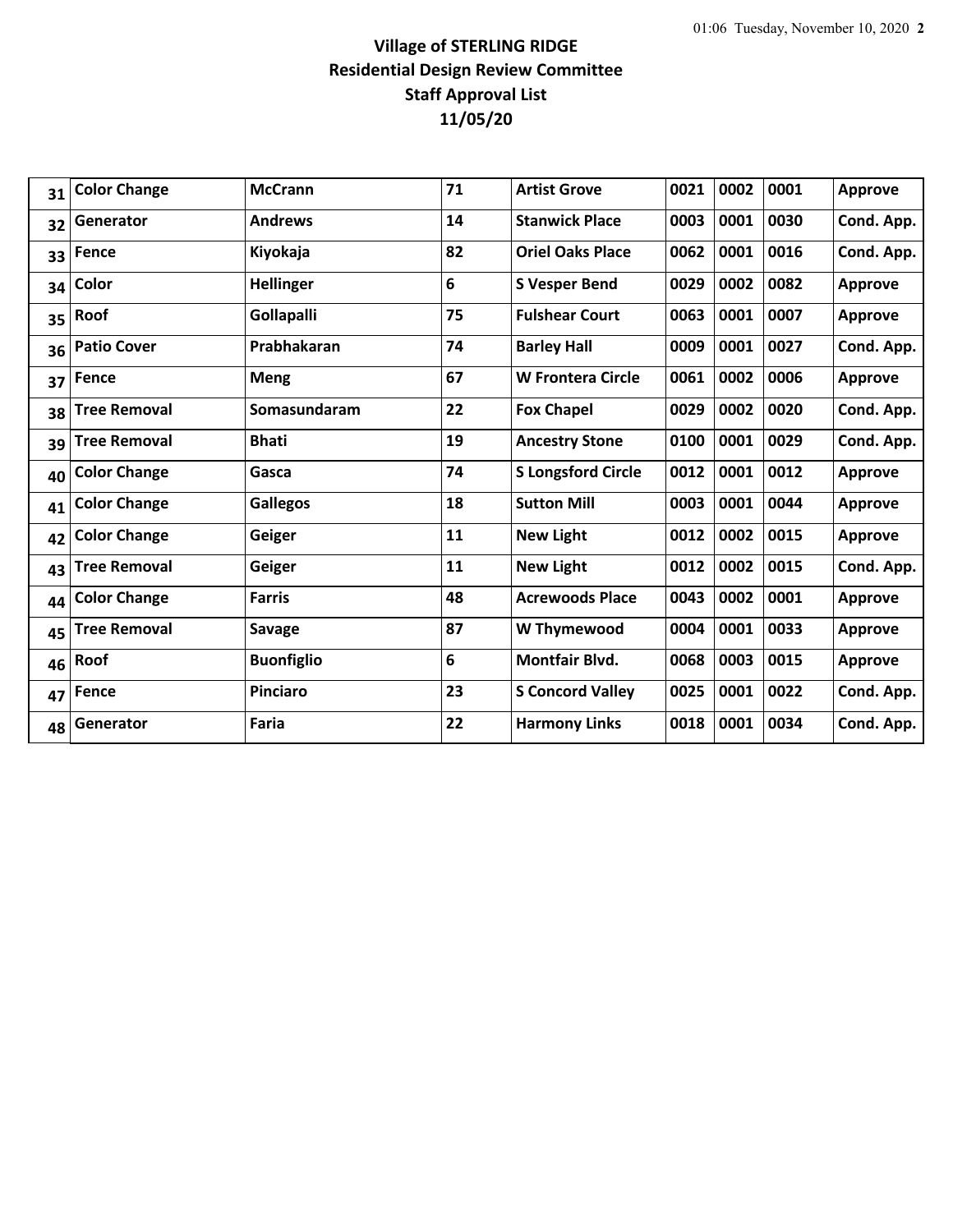**Village of STERLING RIDGE**
**Residential Design Review Committee**
**Staff Approval List**
**11/05/20**

| | | | | | | | | |
|---|---|---|---|---|---|---|---|---|
| 31 | Color Change | McCrann | 71 | Artist Grove | 0021 | 0002 | 0001 | Approve |
| 32 | Generator | Andrews | 14 | Stanwick Place | 0003 | 0001 | 0030 | Cond. App. |
| 33 | Fence | Kiyokaja | 82 | Oriel Oaks Place | 0062 | 0001 | 0016 | Cond. App. |
| 34 | Color | Hellinger | 6 | S Vesper Bend | 0029 | 0002 | 0082 | Approve |
| 35 | Roof | Gollapalli | 75 | Fulshear Court | 0063 | 0001 | 0007 | Approve |
| 36 | Patio Cover | Prabhakaran | 74 | Barley Hall | 0009 | 0001 | 0027 | Cond. App. |
| 37 | Fence | Meng | 67 | W Frontera Circle | 0061 | 0002 | 0006 | Approve |
| 38 | Tree Removal | Somasundaram | 22 | Fox Chapel | 0029 | 0002 | 0020 | Cond. App. |
| 39 | Tree Removal | Bhati | 19 | Ancestry Stone | 0100 | 0001 | 0029 | Cond. App. |
| 40 | Color Change | Gasca | 74 | S Longsford Circle | 0012 | 0001 | 0012 | Approve |
| 41 | Color Change | Gallegos | 18 | Sutton Mill | 0003 | 0001 | 0044 | Approve |
| 42 | Color Change | Geiger | 11 | New Light | 0012 | 0002 | 0015 | Approve |
| 43 | Tree Removal | Geiger | 11 | New Light | 0012 | 0002 | 0015 | Cond. App. |
| 44 | Color Change | Farris | 48 | Acrewoods Place | 0043 | 0002 | 0001 | Approve |
| 45 | Tree Removal | Savage | 87 | W Thymewood | 0004 | 0001 | 0033 | Approve |
| 46 | Roof | Buonfiglio | 6 | Montfair Blvd. | 0068 | 0003 | 0015 | Approve |
| 47 | Fence | Pinciaro | 23 | S Concord Valley | 0025 | 0001 | 0022 | Cond. App. |
| 48 | Generator | Faria | 22 | Harmony Links | 0018 | 0001 | 0034 | Cond. App. |